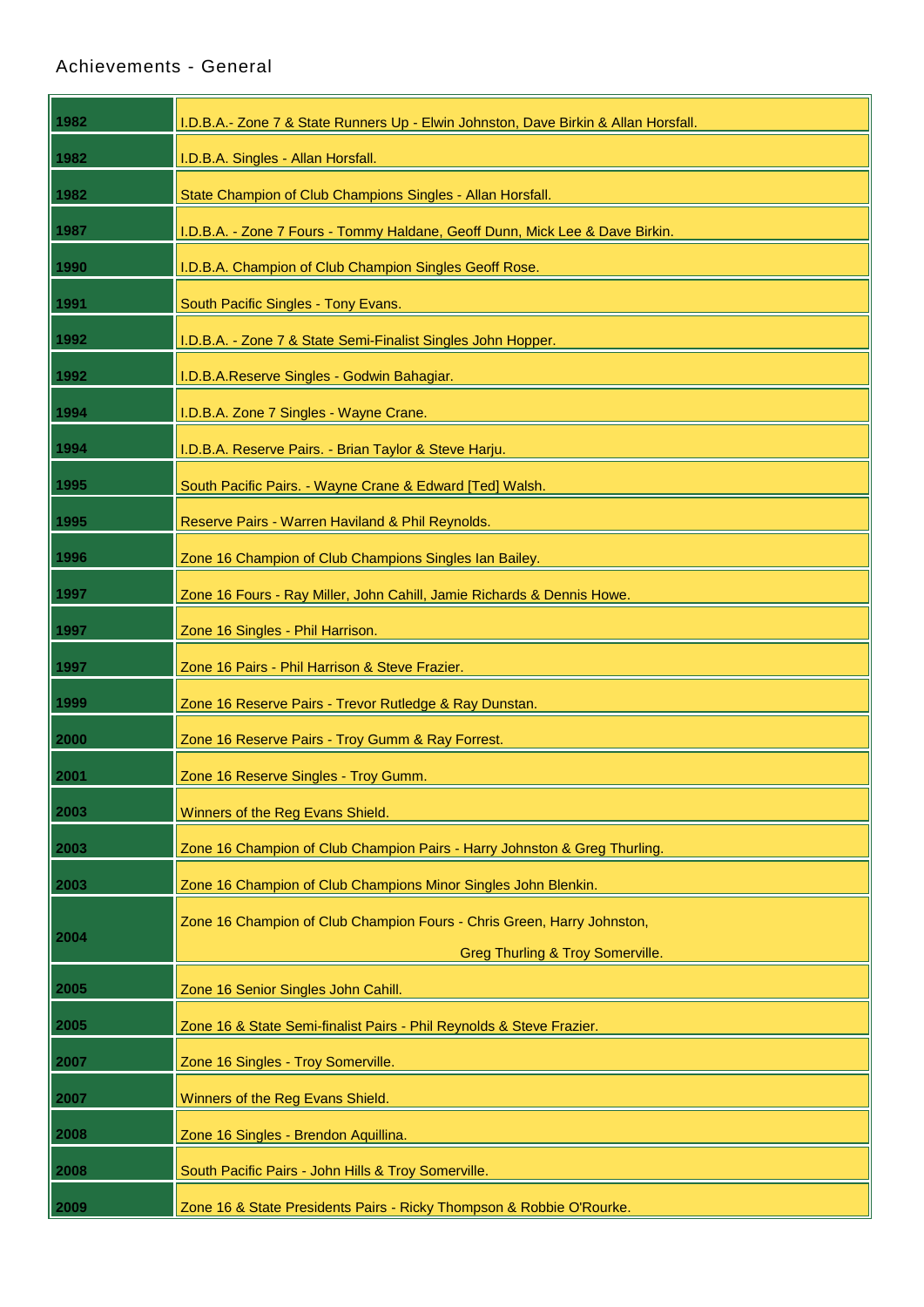Achievements - General

| Year | Achievement |
|---|---|
| 1982 | I.D.B.A.- Zone 7 & State Runners Up - Elwin Johnston, Dave Birkin & Allan Horsfall. |
| 1982 | I.D.B.A. Singles - Allan Horsfall. |
| 1982 | State Champion of Club Champions Singles - Allan Horsfall. |
| 1987 | I.D.B.A. - Zone 7 Fours - Tommy Haldane, Geoff Dunn, Mick Lee & Dave Birkin. |
| 1990 | I.D.B.A. Champion of Club Champion Singles Geoff Rose. |
| 1991 | South Pacific Singles - Tony Evans. |
| 1992 | I.D.B.A. - Zone 7 & State Semi-Finalist Singles John Hopper. |
| 1992 | I.D.B.A.Reserve Singles - Godwin Bahagiar. |
| 1994 | I.D.B.A. Zone 7 Singles - Wayne Crane. |
| 1994 | I.D.B.A. Reserve Pairs. - Brian Taylor & Steve Harju. |
| 1995 | South Pacific Pairs. - Wayne Crane & Edward [Ted] Walsh. |
| 1995 | Reserve Pairs - Warren Haviland & Phil Reynolds. |
| 1996 | Zone 16 Champion of Club Champions Singles Ian Bailey. |
| 1997 | Zone 16 Fours - Ray Miller, John Cahill, Jamie Richards & Dennis Howe. |
| 1997 | Zone 16 Singles - Phil Harrison. |
| 1997 | Zone 16 Pairs - Phil Harrison & Steve Frazier. |
| 1999 | Zone 16 Reserve Pairs - Trevor Rutledge & Ray Dunstan. |
| 2000 | Zone 16 Reserve Pairs - Troy Gumm & Ray Forrest. |
| 2001 | Zone 16 Reserve Singles - Troy Gumm. |
| 2003 | Winners of the Reg Evans Shield. |
| 2003 | Zone 16 Champion of Club Champion Pairs - Harry Johnston & Greg Thurling. |
| 2003 | Zone 16 Champion of Club Champions Minor Singles John Blenkin. |
| 2004 | Zone 16 Champion of Club Champion Fours - Chris Green, Harry Johnston, Greg Thurling & Troy Somerville. |
| 2005 | Zone 16 Senior Singles John Cahill. |
| 2005 | Zone 16 & State Semi-finalist Pairs - Phil Reynolds & Steve Frazier. |
| 2007 | Zone 16 Singles - Troy Somerville. |
| 2007 | Winners of the Reg Evans Shield. |
| 2008 | Zone 16 Singles - Brendon Aquillina. |
| 2008 | South Pacific Pairs - John Hills & Troy Somerville. |
| 2009 | Zone 16 & State Presidents Pairs - Ricky Thompson & Robbie O'Rourke. |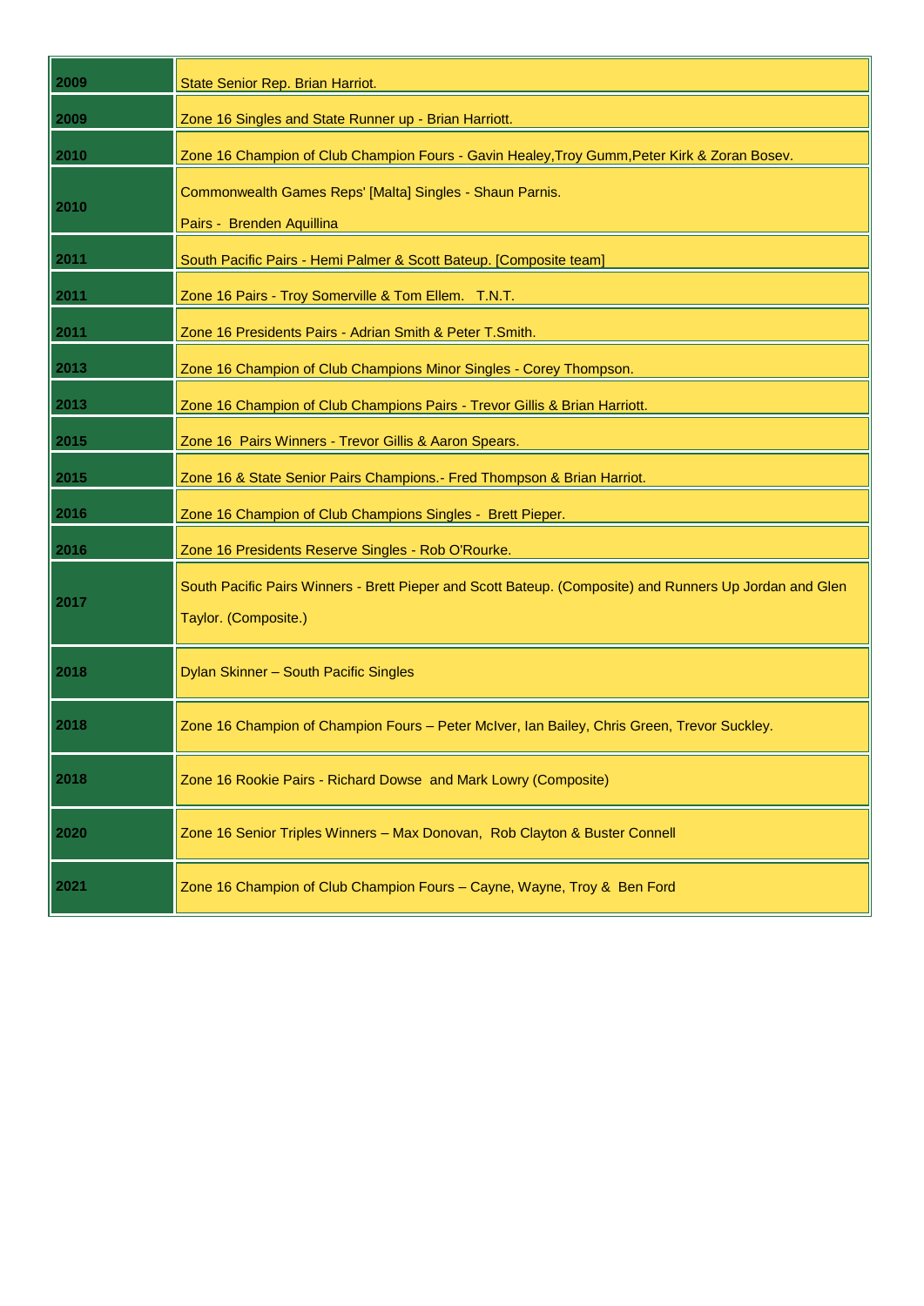| | |
|---|---|
| 2009 | State Senior Rep. Brian Harriot. |
| 2009 | Zone 16 Singles and State Runner up - Brian Harriott. |
| 2010 | Zone 16 Champion of Club Champion Fours - Gavin Healey,Troy Gumm,Peter Kirk & Zoran Bosev. |
| 2010 | Commonwealth Games Reps' [Malta] Singles - Shaun Parnis.<br>Pairs - Brenden Aquillina |
| 2011 | South Pacific Pairs - Hemi Palmer & Scott Bateup. [Composite team] |
| 2011 | Zone 16 Pairs - Troy Somerville & Tom Ellem. T.N.T. |
| 2011 | Zone 16 Presidents Pairs - Adrian Smith & Peter T.Smith. |
| 2013 | Zone 16 Champion of Club Champions Minor Singles - Corey Thompson. |
| 2013 | Zone 16 Champion of Club Champions Pairs - Trevor Gillis & Brian Harriott. |
| 2015 | Zone 16 Pairs Winners - Trevor Gillis & Aaron Spears. |
| 2015 | Zone 16 & State Senior Pairs Champions.- Fred Thompson & Brian Harriot. |
| 2016 | Zone 16 Champion of Club Champions Singles - Brett Pieper. |
| 2016 | Zone 16 Presidents Reserve Singles - Rob O'Rourke. |
| 2017 | South Pacific Pairs Winners - Brett Pieper and Scott Bateup. (Composite) and Runners Up Jordan and Glen Taylor. (Composite.) |
| 2018 | Dylan Skinner – South Pacific Singles |
| 2018 | Zone 16 Champion of Champion Fours – Peter McIver, Ian Bailey, Chris Green, Trevor Suckley. |
| 2018 | Zone 16 Rookie Pairs - Richard Dowse and Mark Lowry (Composite) |
| 2020 | Zone 16 Senior Triples Winners – Max Donovan, Rob Clayton & Buster Connell |
| 2021 | Zone 16 Champion of Club Champion Fours – Cayne, Wayne, Troy & Ben Ford |